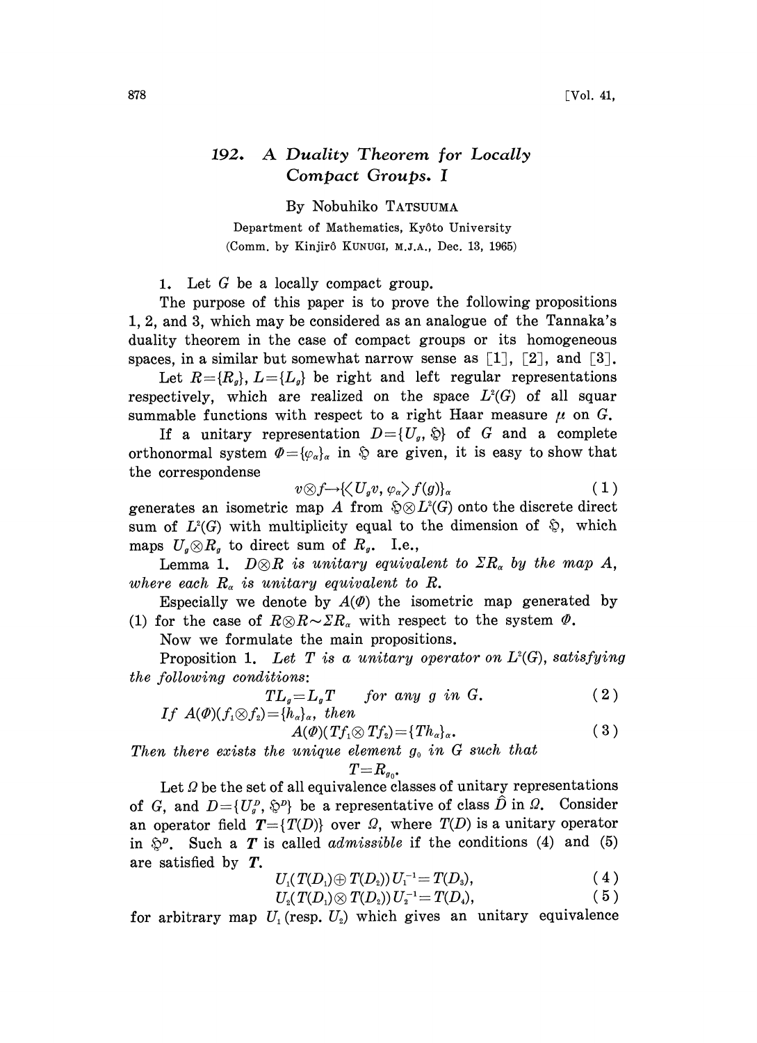# 192. A Duality Theorem for Locally Compact Groups. I

By Nobuhiko TATSUUMA

Department of Mathematics, Kyôto University

(Comm. by Kinjirô KUNUGI, M.J.A., Dec. 13, 1965)

1. Let $G$ be a locally compact group.

The purpose of this paper is to prove the following propositions 1, 2, and 3, which may be considered as an analogue of the Tannaka's duality theorem in the case of compact groups or its homogeneous spaces, in a similar but somewhat narrow sense as [1], [2], and [3].

Let $R=\{R_g\}$, $L=\{L_g\}$ be right and left regular representations respectively, which are realized on the space $L^2(G)$ of all squar summable functions with respect to a right Haar measure $\mu$ on $G$.

If a unitary representation $D=\{U_g, \mathfrak{H}\}$ of $G$ and a complete orthonormal system $\Phi=\{\varphi_\alpha\}_\alpha$ in $\mathfrak{H}$ are given, it is easy to show that the correspondense

$$v\otimes f \rightarrow \{\langle U_g v, \varphi_\alpha\rangle f(g)\}_\alpha \tag{1}$$

generates an isometric map $A$ from $\mathfrak{H}\otimes L^2(G)$ onto the discrete direct sum of $L^2(G)$ with multiplicity equal to the dimension of $\mathfrak{H}$, which maps $U_g\otimes R_g$ to direct sum of $R_g$. I.e.,

Lemma 1. *$D\otimes R$ is unitary equivalent to $\Sigma R_\alpha$ by the map $A$, where each $R_\alpha$ is unitary equivalent to $R$.*

Especially we denote by $A(\Phi)$ the isometric map generated by (1) for the case of $R\otimes R \sim \Sigma R_\alpha$ with respect to the system $\Phi$.

Now we formulate the main propositions.

Proposition 1. *Let $T$ is a unitary operator on $L^2(G)$, satisfying the following conditions:*

$$TL_g = L_g T \qquad \text{for any } g \text{ in } G. \tag{2$$

*If $A(\Phi)(f_1\otimes f_2)=\{h_\alpha\}_\alpha$, then*

$$A(\Phi)(Tf_1\otimes Tf_2)=\{Th_\alpha\}_\alpha. \tag{3}$$

*Then there exists the unique element $g_0$ in $G$ such that*

$$T=R_{g_0}.$$

Let $\Omega$ be the set of all equivalence classes of unitary representations of $G$, and $D=\{U_g^D, \mathfrak{H}^D\}$ be a representative of class $\hat{D}$ in $\Omega$. Consider an operator field $\boldsymbol{T}=\{T(D)\}$ over $\Omega$, where $T(D)$ is a unitary operator in $\mathfrak{H}^D$. Such a $\boldsymbol{T}$ is called *admissible* if the conditions (4) and (5) are satisfied by $\boldsymbol{T}$.

$$U_1(T(D_1)\oplus T(D_2))U_1^{-1}=T(D_3), \tag{4}$$

$$U_2(T(D_1)\otimes T(D_2))U_2^{-1}=T(D_4), \tag{5}$$

for arbitrary map $U_1$ (resp. $U_2$) which gives an unitary equivalence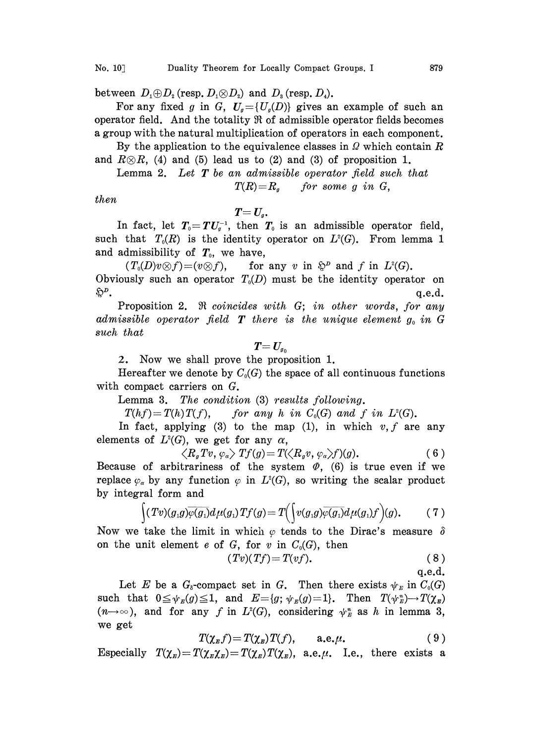between $D_1 \oplus D_2$ (resp. $D_1 \otimes D_2$) and $D_3$ (resp. $D_4$).

For any fixed $g$ in $G$, $\boldsymbol{U}_g = \{U_g(D)\}$ gives an example of such an operator field. And the totality $\mathfrak{R}$ of admissible operator fields becomes a group with the natural multiplication of operators in each component.

By the application to the equivalence classes in $\Omega$ which contain $R$ and $R \otimes R$, (4) and (5) lead us to (2) and (3) of proposition 1.

Lemma 2. *Let $\boldsymbol{T}$ be an admissible operator field such that*

$$T(R) = R_g \qquad \textit{for some } g \textit{ in } G,$$

*then*

$$\boldsymbol{T} = \boldsymbol{U}_g.$$

In fact, let $\boldsymbol{T}_0 = \boldsymbol{T}\boldsymbol{U}_g^{-1}$, then $\boldsymbol{T}_0$ is an admissible operator field, such that $T_0(R)$ is the identity operator on $L^2(G)$. From lemma 1 and admissibility of $\boldsymbol{T}_0$, we have,

$$(T_0(D)v \otimes f) = (v \otimes f), \qquad \text{for any } v \text{ in } \mathfrak{H}^D \text{ and } f \text{ in } L^2(G).$$

Obviously such an operator $T_0(D)$ must be the identity operator on $\mathfrak{H}^D$. q.e.d.

Proposition 2. *$\mathfrak{R}$ coincides with $G$; in other words, for any admissible operator field $\boldsymbol{T}$ there is the unique element $g_0$ in $G$ such that*

$$\boldsymbol{T} = \boldsymbol{U}_{g_0}$$

2. Now we shall prove the proposition 1.

Hereafter we denote by $C_0(G)$ the space of all continuous functions with compact carriers on $G$.

Lemma 3. *The condition* (3) *results following.*

$$T(hf) = T(h)T(f), \qquad \textit{for any } h \textit{ in } C_0(G) \textit{ and } f \textit{ in } L^2(G).$$

In fact, applying (3) to the map (1), in which $v, f$ are any elements of $L^2(G)$, we get for any $\alpha$,

$$\langle R_g Tv, \varphi_\alpha \rangle \, Tf(g) = T(\langle R_g v, \varphi_\alpha \rangle f)(g). \tag{6}$$

Because of arbitrariness of the system $\Phi$, (6) is true even if we replace $\varphi_\alpha$ by any function $\varphi$ in $L^2(G)$, so writing the scalar product by integral form and

$$\int (Tv)(g_1 g)\overline{\varphi(g_1)} d\mu(g_1) \, Tf(g) = T\Big(\int v(g_1 g)\overline{\varphi(g_1)} d\mu(g_1) f\Big)(g). \tag{7}$$

Now we take the limit in which $\varphi$ tends to the Dirac's measure $\delta$ on the unit element $e$ of $G$, for $v$ in $C_0(G)$, then

$$(Tv)(Tf) = T(vf). \tag{8}$$

q.e.d.

Let $E$ be a $G_\delta$-compact set in $G$. Then there exists $\psi_E$ in $C_0(G)$ such that $0 \leq \psi_E(g) \leq 1$, and $E = \{g; \psi_E(g) = 1\}$. Then $T(\psi_E^n) \to T(\chi_E)$ $(n \to \infty)$, and for any $f$ in $L^2(G)$, considering $\psi_E^n$ as $h$ in lemma 3, we get

$$T(\chi_E f) = T(\chi_E)T(f), \qquad \text{a.e.} \mu. \tag{9}$$

Especially $T(\chi_E) = T(\chi_E \chi_E) = T(\chi_E)T(\chi_E)$, a.e.$\mu$. I.e., there exists a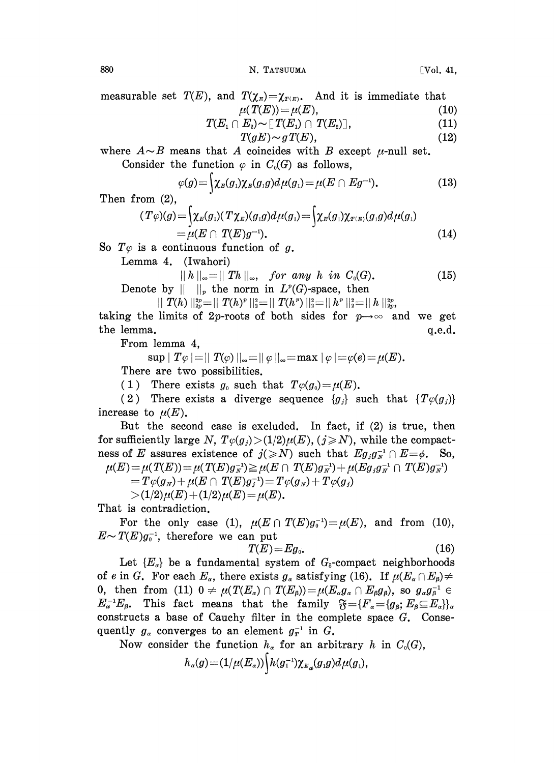measurable set $T(E)$, and $T(\chi_E)=\chi_{T(E)}$. And it is immediate that

$$\mu(T(E))=\mu(E), \tag{10}$$

$$T(E_1 \cap E_2)\sim [T(E_1)\cap T(E_2)], \tag{11}$$

$$T(gE)\sim gT(E), \tag{12}$$

where $A\sim B$ means that $A$ coincides with $B$ except $\mu$-null set.

Consider the function $\varphi$ in $C_0(G)$ as follows,

$$\varphi(g)=\int \chi_E(g_1)\chi_E(g_1 g)d\mu(g_1)=\mu(E\cap Eg^{-1}). \tag{13}$$

Then from (2),

$$(T\varphi)(g)=\int \chi_E(g_1)(T\chi_E)(g_1 g)d\mu(g_1)=\int \chi_E(g_1)\chi_{T(E)}(g_1 g)d\mu(g_1)$$
$$=\mu(E\cap T(E)g^{-1}). \tag{14}$$

So $T\varphi$ is a continuous function of $g$.

Lemma 4. (Iwahori)

$$\|h\|_\infty = \|Th\|_\infty, \quad \text{for any } h \text{ in } C_0(G). \tag{15}$$

Denote by $\| \ \|_p$ the norm in $L^p(G)$-space, then

$$\|T(h)\|_{2p}^{2p}=\|T(h)^p\|_2^2=\|T(h^p)\|_2^2=\|h^p\|_2^2=\|h\|_{2p}^{2p},$$

taking the limits of $2p$-roots of both sides for $p\to\infty$ and we get the lemma. q.e.d.

From lemma 4,

$$\sup|T\varphi|=\|T(\varphi)\|_\infty=\|\varphi\|_\infty=\max|\varphi|=\varphi(e)=\mu(E).$$

There are two possibilities.

(1) There exists $g_0$ such that $T\varphi(g_0)=\mu(E)$.

(2) There exists a diverge sequence $\{g_j\}$ such that $\{T\varphi(g_j)\}$ increase to $\mu(E)$.

But the second case is excluded. In fact, if (2) is true, then for sufficiently large $N$, $T\varphi(g_j)>(1/2)\mu(E)$, $(j\geqslant N)$, while the compactness of $E$ assures existence of $j(\geqslant N)$ such that $Eg_j g_N^{-1}\cap E=\phi$. So,

$$\mu(E)=\mu(T(E))=\mu(T(E)g_N^{-1})\geqq \mu(E\cap T(E)g_N^{-1})+\mu(Eg_j g_N^{-1}\cap T(E)g_N^{-1})$$
$$=T\varphi(g_N)+\mu(E\cap T(E)g_j^{-1})=T\varphi(g_N)+T\varphi(g_j)$$
$$>(1/2)\mu(E)+(1/2)\mu(E)=\mu(E).$$

That is contradiction.

For the only case (1), $\mu(E\cap T(E)g_0^{-1})=\mu(E)$, and from (10), $E\sim T(E)g_0^{-1}$, therefore we can put

$$T(E)=Eg_0. \tag{16}$$

Let $\{E_\alpha\}$ be a fundamental system of $G_\delta$-compact neighborhoods of $e$ in $G$. For each $E_\alpha$, there exists $g_\alpha$ satisfying (16). If $\mu(E_\alpha\cap E_\beta)\neq 0$, then from (11) $0\neq \mu(T(E_\alpha)\cap T(E_\beta))=\mu(E_\alpha g_\alpha \cap E_\beta g_\beta)$, so $g_\alpha g_\beta^{-1}\in E_\alpha^{-1}E_\beta$. This fact means that the family $\mathfrak{F}=\{F_\alpha=\{g_\beta;\, E_\beta\subseteq E_\alpha\}\}_\alpha$ constructs a base of Cauchy filter in the complete space $G$. Consequently $g_\alpha$ converges to an element $g_T^{-1}$ in $G$.

Now consider the function $h_\alpha$ for an arbitrary $h$ in $C_0(G)$,

$$h_\alpha(g)=(1/\mu(E_\alpha))\int h(g_1^{-1})\chi_{E_\alpha}(g_1 g)d\mu(g_1),$$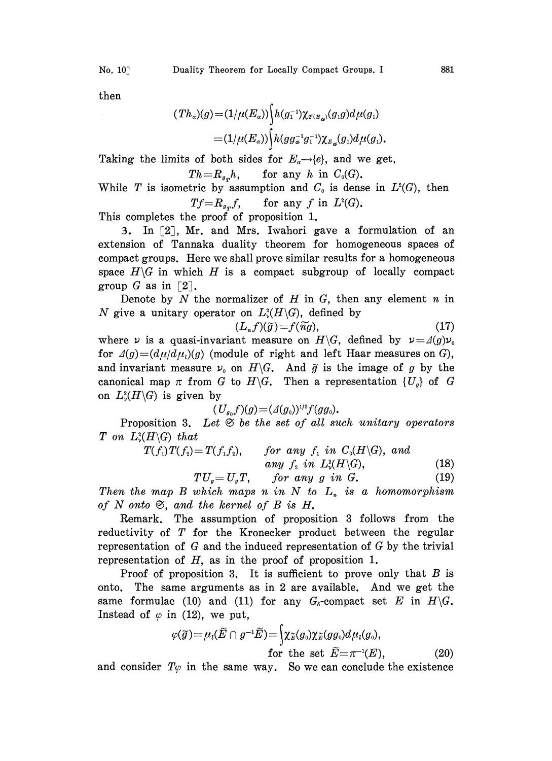then

$$(Th_\alpha)(g) = (1/\mu(E_\alpha))\int h(g_1^{-1})\chi_{T(E_\alpha)}(g_1 g)d\mu(g_1)$$
$$= (1/\mu(E_\alpha))\int h(g g_\alpha^{-1} g_1^{-1})\chi_{E_\alpha}(g_1)d\mu(g_1).$$

Taking the limits of both sides for $E_\alpha \to \{e\}$, and we get,

$$Th = R_{g_T} h, \qquad \text{for any } h \text{ in } C_0(G).$$

While $T$ is isometric by assumption and $C_0$ is dense in $L^2(G)$, then

$$Tf = R_{g_T} f, \qquad \text{for any } f \text{ in } L^2(G).$$

This completes the proof of proposition 1.

3. In [2], Mr. and Mrs. Iwahori gave a formulation of an extension of Tannaka duality theorem for homogeneous spaces of compact groups. Here we shall prove similar results for a homogeneous space $H\backslash G$ in which $H$ is a compact subgroup of locally compact group $G$ as in [2].

Denote by $N$ the normalizer of $H$ in $G$, then any element $n$ in $N$ give a unitary operator on $L^2_\nu(H\backslash G)$, defined by

$$(L_n f)(\tilde{g}) = f(\widetilde{ng}), \tag{17}$$

where $\nu$ is a quasi-invariant measure on $H\backslash G$, defined by $\nu = \Delta(g)\nu_0$ for $\Delta(g) = (d\mu/d\mu_l)(g)$ (module of right and left Haar measures on $G$), and invariant measure $\nu_0$ on $H\backslash G$. And $\tilde{g}$ is the image of $g$ by the canonical map $\pi$ from $G$ to $H\backslash G$. Then a representation $\{U_g\}$ of $G$ on $L^2_\nu(H\backslash G)$ is given by

$$(U_{g_0} f)(g) = (\Delta(g_0))^{1/2} f(g g_0).$$

Proposition 3. *Let $\mathfrak{S}$ be the set of all such unitary operators $T$ on $L^2_\nu(H\backslash G)$ that*

$$T(f_1)T(f_2) = T(f_1 f_2), \qquad \textit{for any } f_1 \textit{ in } C_0(H\backslash G), \textit{ and any } f_2 \textit{ in } L^2_\nu(H\backslash G), \tag{18}$$

$$TU_g = U_g T, \qquad \textit{for any } g \textit{ in } G. \tag{19}$$

*Then the map $B$ which maps $n$ in $N$ to $L_n$ is a homomorphism of $N$ onto $\mathfrak{S}$, and the kernel of $B$ is $H$.*

Remark. The assumption of proposition 3 follows from the reductivity of $T$ for the Kronecker product between the regular representation of $G$ and the induced representation of $G$ by the trivial representation of $H$, as in the proof of proposition 1.

Proof of proposition 3. It is sufficient to prove only that $B$ is onto. The same arguments as in 2 are available. And we get the same formulae (10) and (11) for any $G_\delta$-compact set $E$ in $H\backslash G$. Instead of $\varphi$ in (12), we put,

$$\varphi(\tilde{g}) = \mu_l(\tilde{E} \cap g^{-1}\tilde{E}) = \int \chi_{\tilde{E}}(g_0)\chi_{\tilde{E}}(g g_0) d\mu_l(g_0),$$
$$\text{for the set } \tilde{E} = \pi^{-1}(E), \tag{20}$$

and consider $T\varphi$ in the same way. So we can conclude the existence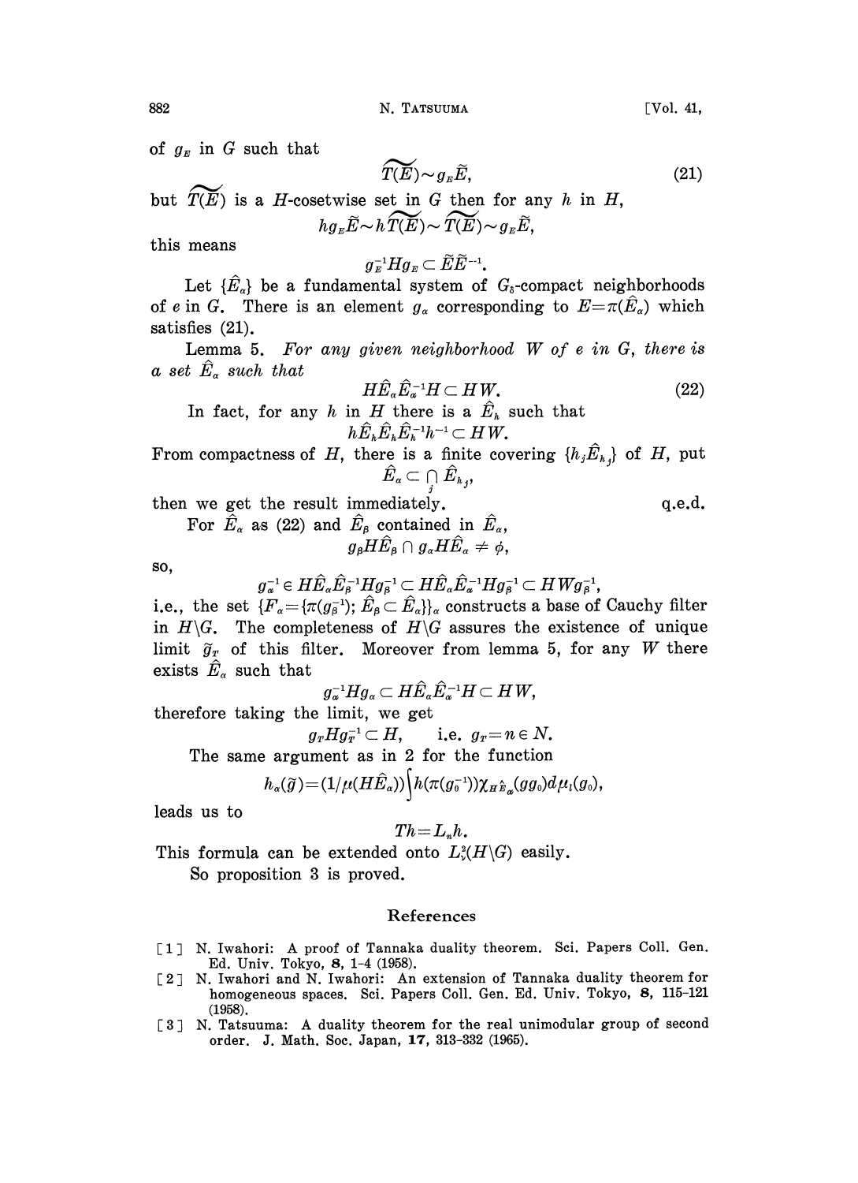of $g_E$ in $G$ such that

$$\widetilde{T(E)} \sim g_E \widetilde{E}, \tag{21}$$

but $\widetilde{T(E)}$ is a $H$-cosetwise set in $G$ then for any $h$ in $H$,

$$h g_E \widetilde{E} \sim h \widetilde{T(E)} \sim \widetilde{T(E)} \sim g_E \widetilde{E},$$

this means

$$g_E^{-1} H g_E \subset \widetilde{E} \widetilde{E}^{-1}.$$

Let $\{\hat{E}_\alpha\}$ be a fundamental system of $G_\delta$-compact neighborhoods of $e$ in $G$. There is an element $g_\alpha$ corresponding to $E = \pi(\hat{E}_\alpha)$ which satisfies (21).

Lemma 5. *For any given neighborhood $W$ of $e$ in $G$, there is a set $\hat{E}_\alpha$ such that*

$$H \hat{E}_\alpha \hat{E}_\alpha^{-1} H \subset HW. \tag{22}$$

In fact, for any $h$ in $H$ there is a $\hat{E}_h$ such that

$$h \hat{E}_h \hat{E}_h \hat{E}_h^{-1} h^{-1} \subset HW.$$

From compactness of $H$, there is a finite covering $\{h_j \hat{E}_{h_j}\}$ of $H$, put

$$\hat{E}_\alpha \subset \bigcap_j \hat{E}_{h_j},$$

then we get the result immediately. q.e.d.

For $\hat{E}_\alpha$ as (22) and $\hat{E}_\beta$ contained in $\hat{E}_\alpha$,

$$g_\beta H \hat{E}_\beta \cap g_\alpha H \hat{E}_\alpha \neq \phi,$$

so,

$$g_\alpha^{-1} \in H \hat{E}_\alpha \hat{E}_\beta^{-1} H g_\beta^{-1} \subset H \hat{E}_\alpha \hat{E}_\alpha^{-1} H g_\beta^{-1} \subset HW g_\beta^{-1},$$

i.e., the set $\{F_\alpha = \{\pi(g_\beta^{-1});\ \hat{E}_\beta \subset \hat{E}_\alpha\}\}_\alpha$ constructs a base of Cauchy filter in $H \backslash G$. The completeness of $H \backslash G$ assures the existence of unique limit $\tilde{g}_T$ of this filter. Moreover from lemma 5, for any $W$ there exists $\hat{E}_\alpha$ such that

$$g_\alpha^{-1} H g_\alpha \subset H \hat{E}_\alpha \hat{E}_\alpha^{-1} H \subset HW,$$

therefore taking the limit, we get

$$g_T H g_T^{-1} \subset H, \qquad \text{i.e. } g_T = n \in N.$$

The same argument as in 2 for the function

$$h_\alpha(\tilde{g}) = (1/\mu(H\hat{E}_\alpha)) \int h(\pi(g_0^{-1})) \chi_{H\hat{E}_\alpha}(g g_0) d\mu_l(g_0),$$

leads us to

$$Th = L_n h.$$

This formula can be extended onto $L_V^2(H \backslash G)$ easily.

So proposition 3 is proved.

## References

[1] N. Iwahori: A proof of Tannaka duality theorem. Sci. Papers Coll. Gen. Ed. Univ. Tokyo, **8**, 1-4 (1958).

[2] N. Iwahori and N. Iwahori: An extension of Tannaka duality theorem for homogeneous spaces. Sci. Papers Coll. Gen. Ed. Univ. Tokyo, **8**, 115-121 (1958).

[3] N. Tatsuuma: A duality theorem for the real unimodular group of second order. J. Math. Soc. Japan, **17**, 313-332 (1965).